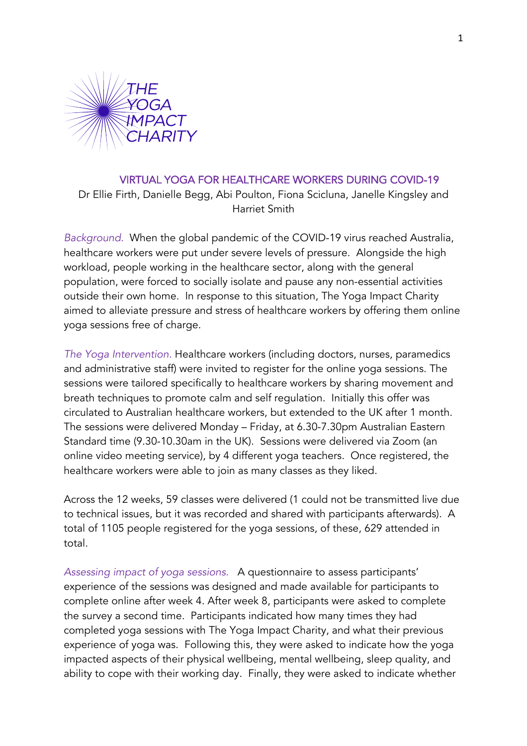THE YOGA IMPACT CHARITY

# VIRTUAL YOGA FOR HEALTHCARE WORKERS DURING COVID-19

Dr Ellie Firth, Danielle Begg, Abi Poulton, Fiona Scicluna, Janelle Kingsley and Harriet Smith

*Background.* When the global pandemic of the COVID-19 virus reached Australia, healthcare workers were put under severe levels of pressure. Alongside the high workload, people working in the healthcare sector, along with the general population, were forced to socially isolate and pause any non-essential activities outside their own home. In response to this situation, The Yoga Impact Charity aimed to alleviate pressure and stress of healthcare workers by offering them online yoga sessions free of charge.

*The Yoga Intervention.* Healthcare workers (including doctors, nurses, paramedics and administrative staff) were invited to register for the online yoga sessions. The sessions were tailored specifically to healthcare workers by sharing movement and breath techniques to promote calm and self regulation. Initially this offer was circulated to Australian healthcare workers, but extended to the UK after 1 month. The sessions were delivered Monday – Friday, at 6.30-7.30pm Australian Eastern Standard time (9.30-10.30am in the UK). Sessions were delivered via Zoom (an online video meeting service), by 4 different yoga teachers. Once registered, the healthcare workers were able to join as many classes as they liked.

Across the 12 weeks, 59 classes were delivered (1 could not be transmitted live due to technical issues, but it was recorded and shared with participants afterwards). A total of 1105 people registered for the yoga sessions, of these, 629 attended in total.

*Assessing impact of yoga sessions.* A questionnaire to assess participants' experience of the sessions was designed and made available for participants to complete online after week 4. After week 8, participants were asked to complete the survey a second time. Participants indicated how many times they had completed yoga sessions with The Yoga Impact Charity, and what their previous experience of yoga was. Following this, they were asked to indicate how the yoga impacted aspects of their physical wellbeing, mental wellbeing, sleep quality, and ability to cope with their working day. Finally, they were asked to indicate whether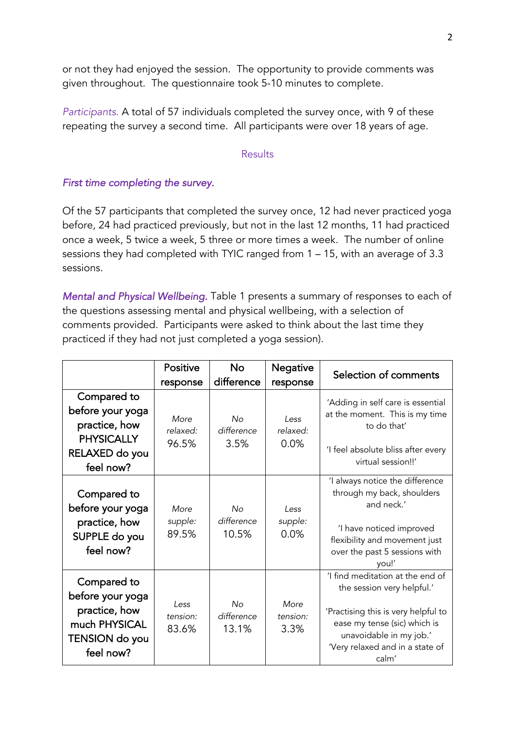or not they had enjoyed the session. The opportunity to provide comments was given throughout. The questionnaire took 5-10 minutes to complete.

*Participants.* A total of 57 individuals completed the survey once, with 9 of these repeating the survey a second time. All participants were over 18 years of age.

## Results

### *First time completing the survey.*

Of the 57 participants that completed the survey once, 12 had never practiced yoga before, 24 had practiced previously, but not in the last 12 months, 11 had practiced once a week, 5 twice a week, 5 three or more times a week. The number of online sessions they had completed with TYIC ranged from 1 – 15, with an average of 3.3 sessions.

*Mental and Physical Wellbeing.* Table 1 presents a summary of responses to each of the questions assessing mental and physical wellbeing, with a selection of comments provided. Participants were asked to think about the last time they practiced if they had not just completed a yoga session).

| | Positive response | No difference | Negative response | Selection of comments |
|---|---|---|---|---|
| Compared to before your yoga practice, how PHYSICALLY RELAXED do you feel now? | *More relaxed:* 96.5% | *No difference* 3.5% | *Less relaxed:* 0.0% | 'Adding in self care is essential at the moment. This is my time to do that'<br><br>'I feel absolute bliss after every virtual session!!' |
| Compared to before your yoga practice, how SUPPLE do you feel now? | *More supple:* 89.5% | *No difference* 10.5% | *Less supple:* 0.0% | 'I always notice the difference through my back, shoulders and neck.'<br><br>'I have noticed improved flexibility and movement just over the past 5 sessions with you!' |
| Compared to before your yoga practice, how much PHYSICAL TENSION do you feel now? | *Less tension:* 83.6% | *No difference* 13.1% | *More tension:* 3.3% | 'I find meditation at the end of the session very helpful.'<br><br>'Practising this is very helpful to ease my tense (sic) which is unavoidable in my job.'<br>'Very relaxed and in a state of calm' |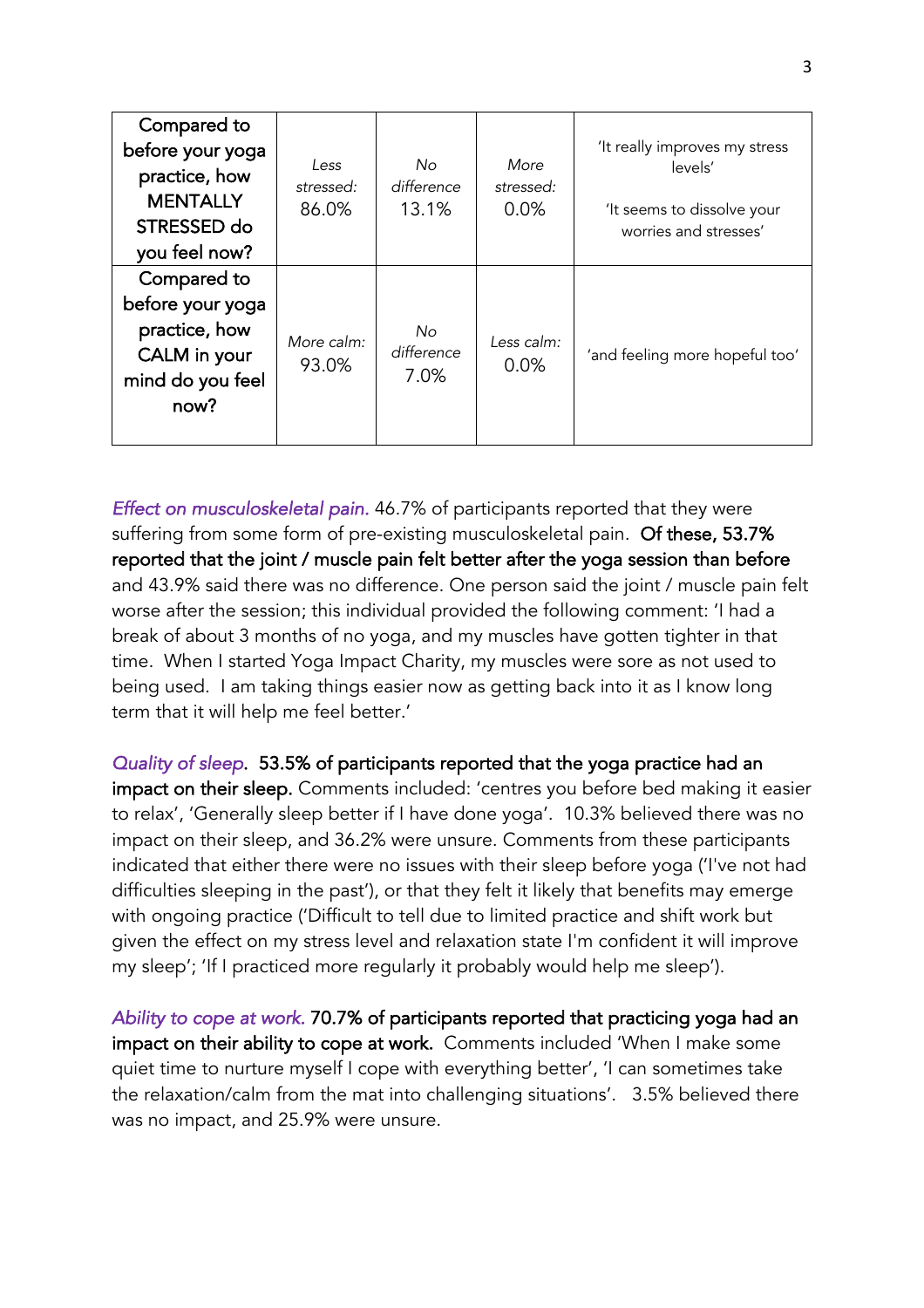| | | | | |
|---|---|---|---|---|
| Compared to before your yoga practice, how MENTALLY STRESSED do you feel now? | *Less stressed:* 86.0% | *No difference* 13.1% | *More stressed:* 0.0% | 'It really improves my stress levels'<br><br>'It seems to dissolve your worries and stresses' |
| Compared to before your yoga practice, how CALM in your mind do you feel now? | *More calm:* 93.0% | *No difference* 7.0% | *Less calm:* 0.0% | 'and feeling more hopeful too' |

*Effect on musculoskeletal pain.* 46.7% of participants reported that they were suffering from some form of pre-existing musculoskeletal pain. **Of these, 53.7% reported that the joint / muscle pain felt better after the yoga session than before** and 43.9% said there was no difference. One person said the joint / muscle pain felt worse after the session; this individual provided the following comment: 'I had a break of about 3 months of no yoga, and my muscles have gotten tighter in that time. When I started Yoga Impact Charity, my muscles were sore as not used to being used. I am taking things easier now as getting back into it as I know long term that it will help me feel better.'

*Quality of sleep*. **53.5% of participants reported that the yoga practice had an impact on their sleep.** Comments included: 'centres you before bed making it easier to relax', 'Generally sleep better if I have done yoga'. 10.3% believed there was no impact on their sleep, and 36.2% were unsure. Comments from these participants indicated that either there were no issues with their sleep before yoga ('I've not had difficulties sleeping in the past'), or that they felt it likely that benefits may emerge with ongoing practice ('Difficult to tell due to limited practice and shift work but given the effect on my stress level and relaxation state I'm confident it will improve my sleep'; 'If I practiced more regularly it probably would help me sleep').

*Ability to cope at work.* **70.7% of participants reported that practicing yoga had an impact on their ability to cope at work.** Comments included 'When I make some quiet time to nurture myself I cope with everything better', 'I can sometimes take the relaxation/calm from the mat into challenging situations'. 3.5% believed there was no impact, and 25.9% were unsure.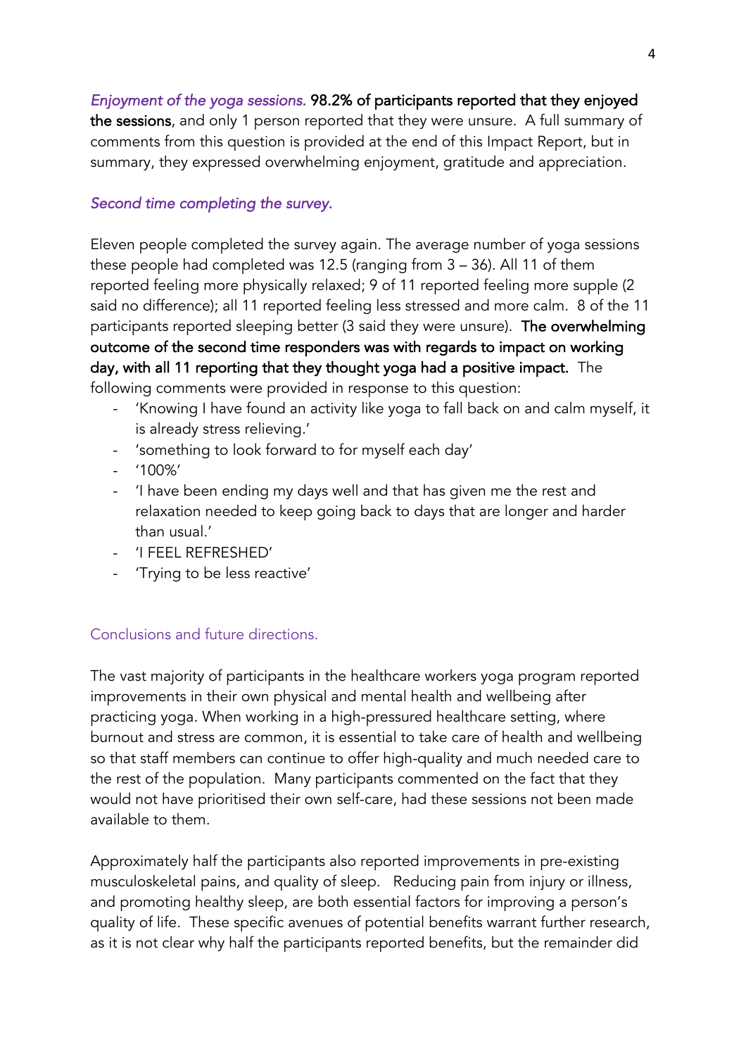*Enjoyment of the yoga sessions.* **98.2% of participants reported that they enjoyed the sessions**, and only 1 person reported that they were unsure. A full summary of comments from this question is provided at the end of this Impact Report, but in summary, they expressed overwhelming enjoyment, gratitude and appreciation.

*Second time completing the survey.*

Eleven people completed the survey again. The average number of yoga sessions these people had completed was 12.5 (ranging from 3 – 36). All 11 of them reported feeling more physically relaxed; 9 of 11 reported feeling more supple (2 said no difference); all 11 reported feeling less stressed and more calm. 8 of the 11 participants reported sleeping better (3 said they were unsure). **The overwhelming outcome of the second time responders was with regards to impact on working day, with all 11 reporting that they thought yoga had a positive impact.** The following comments were provided in response to this question:

- 'Knowing I have found an activity like yoga to fall back on and calm myself, it is already stress relieving.'
- 'something to look forward to for myself each day'
- '100%'
- 'I have been ending my days well and that has given me the rest and relaxation needed to keep going back to days that are longer and harder than usual.'
- 'I FEEL REFRESHED'
- 'Trying to be less reactive'

## Conclusions and future directions.

The vast majority of participants in the healthcare workers yoga program reported improvements in their own physical and mental health and wellbeing after practicing yoga. When working in a high-pressured healthcare setting, where burnout and stress are common, it is essential to take care of health and wellbeing so that staff members can continue to offer high-quality and much needed care to the rest of the population. Many participants commented on the fact that they would not have prioritised their own self-care, had these sessions not been made available to them.

Approximately half the participants also reported improvements in pre-existing musculoskeletal pains, and quality of sleep. Reducing pain from injury or illness, and promoting healthy sleep, are both essential factors for improving a person's quality of life. These specific avenues of potential benefits warrant further research, as it is not clear why half the participants reported benefits, but the remainder did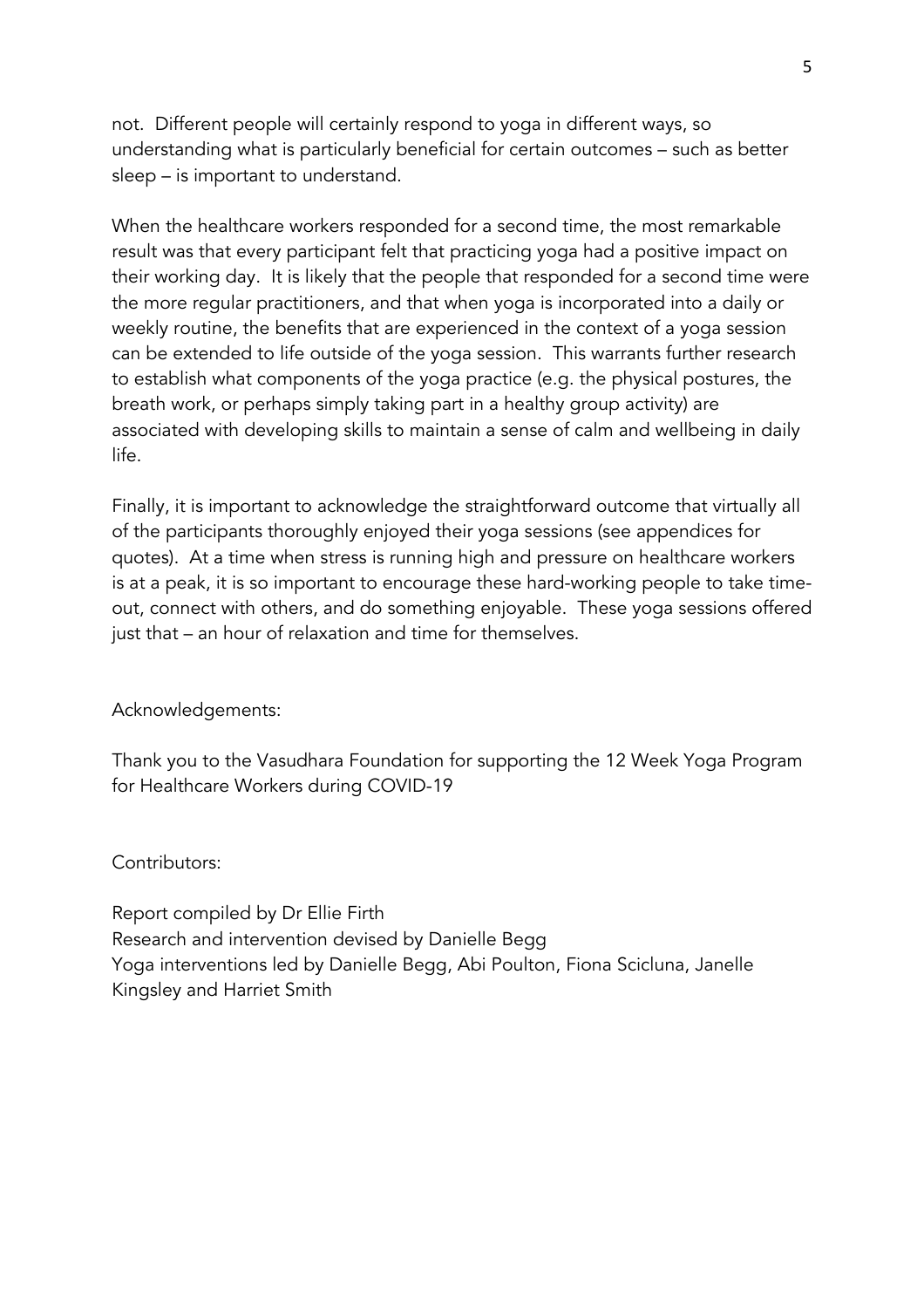not. Different people will certainly respond to yoga in different ways, so understanding what is particularly beneficial for certain outcomes – such as better sleep – is important to understand.

When the healthcare workers responded for a second time, the most remarkable result was that every participant felt that practicing yoga had a positive impact on their working day. It is likely that the people that responded for a second time were the more regular practitioners, and that when yoga is incorporated into a daily or weekly routine, the benefits that are experienced in the context of a yoga session can be extended to life outside of the yoga session. This warrants further research to establish what components of the yoga practice (e.g. the physical postures, the breath work, or perhaps simply taking part in a healthy group activity) are associated with developing skills to maintain a sense of calm and wellbeing in daily life.

Finally, it is important to acknowledge the straightforward outcome that virtually all of the participants thoroughly enjoyed their yoga sessions (see appendices for quotes). At a time when stress is running high and pressure on healthcare workers is at a peak, it is so important to encourage these hard-working people to take time-out, connect with others, and do something enjoyable. These yoga sessions offered just that – an hour of relaxation and time for themselves.

Acknowledgements:

Thank you to the Vasudhara Foundation for supporting the 12 Week Yoga Program for Healthcare Workers during COVID-19

Contributors:

Report compiled by Dr Ellie Firth
Research and intervention devised by Danielle Begg
Yoga interventions led by Danielle Begg, Abi Poulton, Fiona Scicluna, Janelle Kingsley and Harriet Smith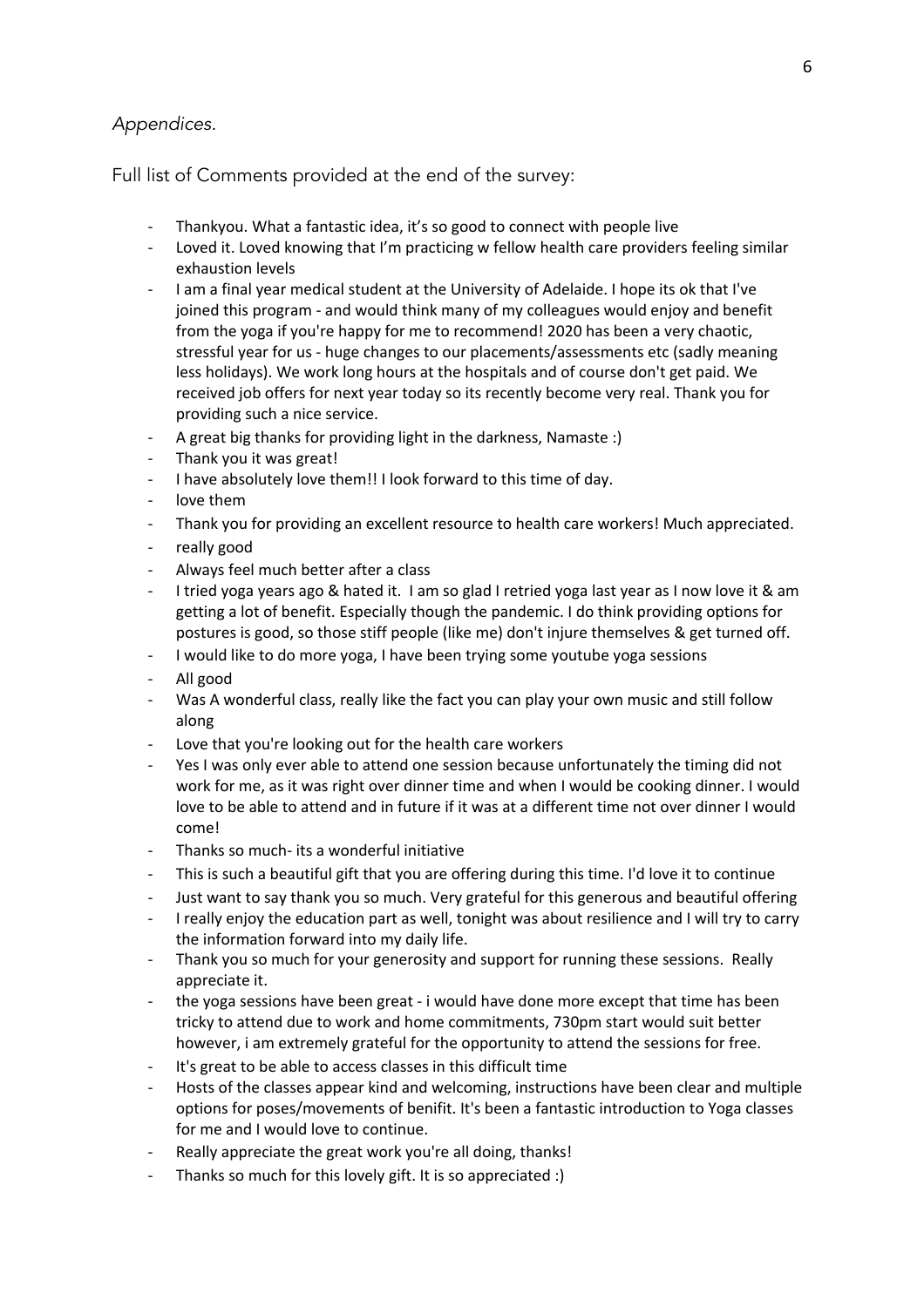*Appendices.*

Full list of Comments provided at the end of the survey:

- Thankyou. What a fantastic idea, it's so good to connect with people live
- Loved it. Loved knowing that I'm practicing w fellow health care providers feeling similar exhaustion levels
- I am a final year medical student at the University of Adelaide. I hope its ok that I've joined this program - and would think many of my colleagues would enjoy and benefit from the yoga if you're happy for me to recommend! 2020 has been a very chaotic, stressful year for us - huge changes to our placements/assessments etc (sadly meaning less holidays). We work long hours at the hospitals and of course don't get paid. We received job offers for next year today so its recently become very real. Thank you for providing such a nice service.
- A great big thanks for providing light in the darkness, Namaste :)
- Thank you it was great!
- I have absolutely love them!! I look forward to this time of day.
- love them
- Thank you for providing an excellent resource to health care workers! Much appreciated.
- really good
- Always feel much better after a class
- I tried yoga years ago & hated it. I am so glad I retried yoga last year as I now love it & am getting a lot of benefit. Especially though the pandemic. I do think providing options for postures is good, so those stiff people (like me) don't injure themselves & get turned off.
- I would like to do more yoga, I have been trying some youtube yoga sessions
- All good
- Was A wonderful class, really like the fact you can play your own music and still follow along
- Love that you're looking out for the health care workers
- Yes I was only ever able to attend one session because unfortunately the timing did not work for me, as it was right over dinner time and when I would be cooking dinner. I would love to be able to attend and in future if it was at a different time not over dinner I would come!
- Thanks so much- its a wonderful initiative
- This is such a beautiful gift that you are offering during this time. I'd love it to continue
- Just want to say thank you so much. Very grateful for this generous and beautiful offering
- I really enjoy the education part as well, tonight was about resilience and I will try to carry the information forward into my daily life.
- Thank you so much for your generosity and support for running these sessions. Really appreciate it.
- the yoga sessions have been great - i would have done more except that time has been tricky to attend due to work and home commitments, 730pm start would suit better however, i am extremely grateful for the opportunity to attend the sessions for free.
- It's great to be able to access classes in this difficult time
- Hosts of the classes appear kind and welcoming, instructions have been clear and multiple options for poses/movements of benifit. It's been a fantastic introduction to Yoga classes for me and I would love to continue.
- Really appreciate the great work you're all doing, thanks!
- Thanks so much for this lovely gift. It is so appreciated :)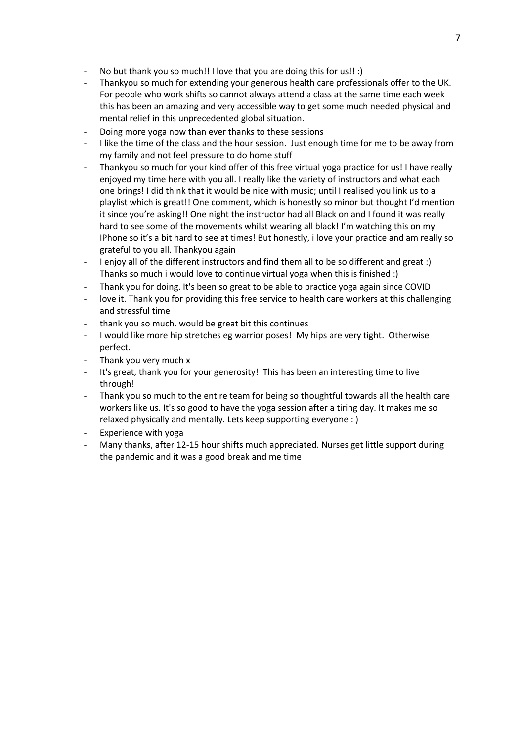- No but thank you so much!! I love that you are doing this for us!! :)
- Thankyou so much for extending your generous health care professionals offer to the UK. For people who work shifts so cannot always attend a class at the same time each week this has been an amazing and very accessible way to get some much needed physical and mental relief in this unprecedented global situation.
- Doing more yoga now than ever thanks to these sessions
- I like the time of the class and the hour session. Just enough time for me to be away from my family and not feel pressure to do home stuff
- Thankyou so much for your kind offer of this free virtual yoga practice for us! I have really enjoyed my time here with you all. I really like the variety of instructors and what each one brings! I did think that it would be nice with music; until I realised you link us to a playlist which is great!! One comment, which is honestly so minor but thought I'd mention it since you're asking!! One night the instructor had all Black on and I found it was really hard to see some of the movements whilst wearing all black! I'm watching this on my IPhone so it's a bit hard to see at times! But honestly, i love your practice and am really so grateful to you all. Thankyou again
- I enjoy all of the different instructors and find them all to be so different and great :) Thanks so much i would love to continue virtual yoga when this is finished :)
- Thank you for doing. It's been so great to be able to practice yoga again since COVID
- love it. Thank you for providing this free service to health care workers at this challenging and stressful time
- thank you so much. would be great bit this continues
- I would like more hip stretches eg warrior poses! My hips are very tight. Otherwise perfect.
- Thank you very much x
- It's great, thank you for your generosity! This has been an interesting time to live through!
- Thank you so much to the entire team for being so thoughtful towards all the health care workers like us. It's so good to have the yoga session after a tiring day. It makes me so relaxed physically and mentally. Lets keep supporting everyone : )
- Experience with yoga
- Many thanks, after 12-15 hour shifts much appreciated. Nurses get little support during the pandemic and it was a good break and me time